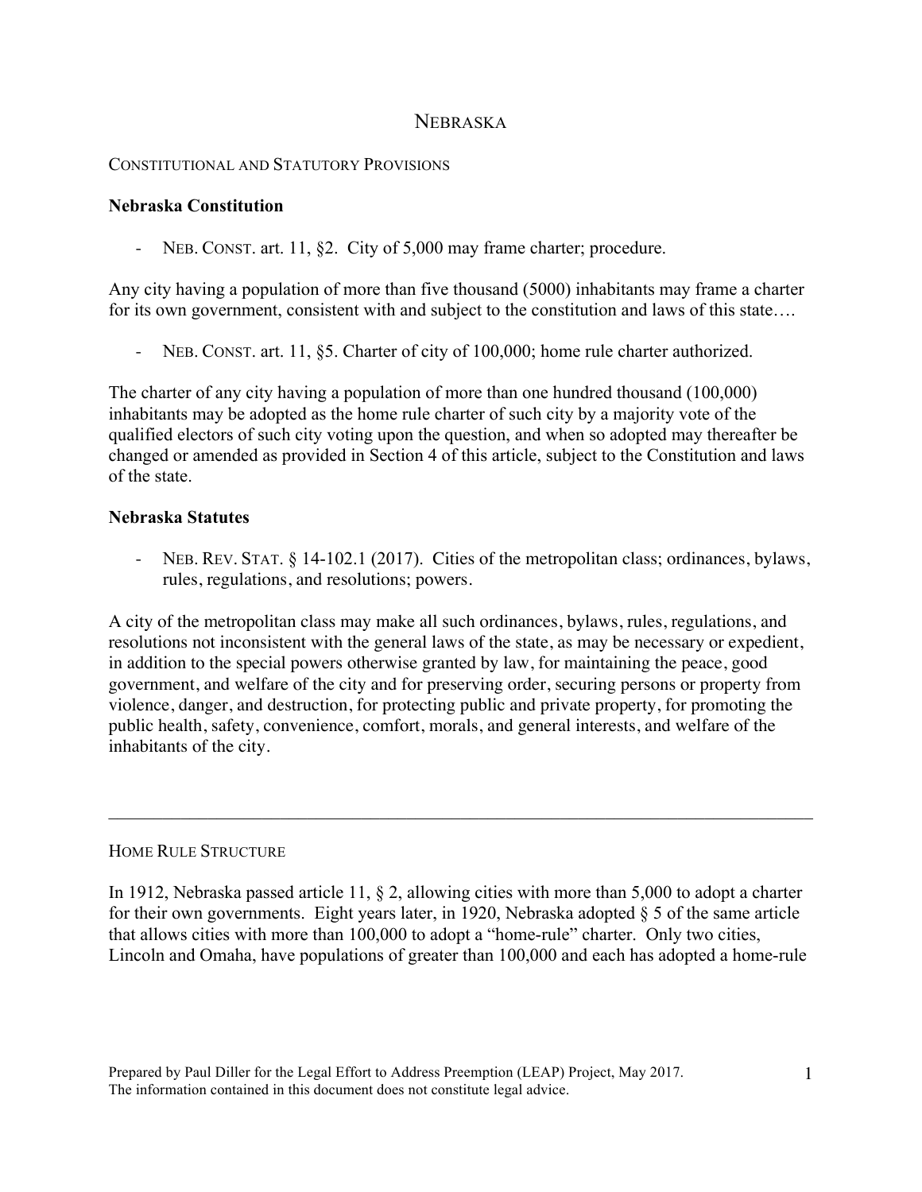# NEBRASKA

## CONSTITUTIONAL AND STATUTORY PROVISIONS

### Nebraska Constitution

- NEB. CONST. art. 11, §2. City of 5,000 may frame charter; procedure.

Any city having a population of more than five thousand (5000) inhabitants may frame a charter for its own government, consistent with and subject to the constitution and laws of this state….

- NEB. CONST. art. 11, §5. Charter of city of 100,000; home rule charter authorized.

The charter of any city having a population of more than one hundred thousand (100,000) inhabitants may be adopted as the home rule charter of such city by a majority vote of the qualified electors of such city voting upon the question, and when so adopted may thereafter be changed or amended as provided in Section 4 of this article, subject to the Constitution and laws of the state.

### Nebraska Statutes

- NEB. REV. STAT. § 14-102.1 (2017). Cities of the metropolitan class; ordinances, bylaws, rules, regulations, and resolutions; powers.

A city of the metropolitan class may make all such ordinances, bylaws, rules, regulations, and resolutions not inconsistent with the general laws of the state, as may be necessary or expedient, in addition to the special powers otherwise granted by law, for maintaining the peace, good government, and welfare of the city and for preserving order, securing persons or property from violence, danger, and destruction, for protecting public and private property, for promoting the public health, safety, convenience, comfort, morals, and general interests, and welfare of the inhabitants of the city.

---

## HOME RULE STRUCTURE

In 1912, Nebraska passed article 11, § 2, allowing cities with more than 5,000 to adopt a charter for their own governments. Eight years later, in 1920, Nebraska adopted § 5 of the same article that allows cities with more than 100,000 to adopt a "home-rule" charter. Only two cities, Lincoln and Omaha, have populations of greater than 100,000 and each has adopted a home-rule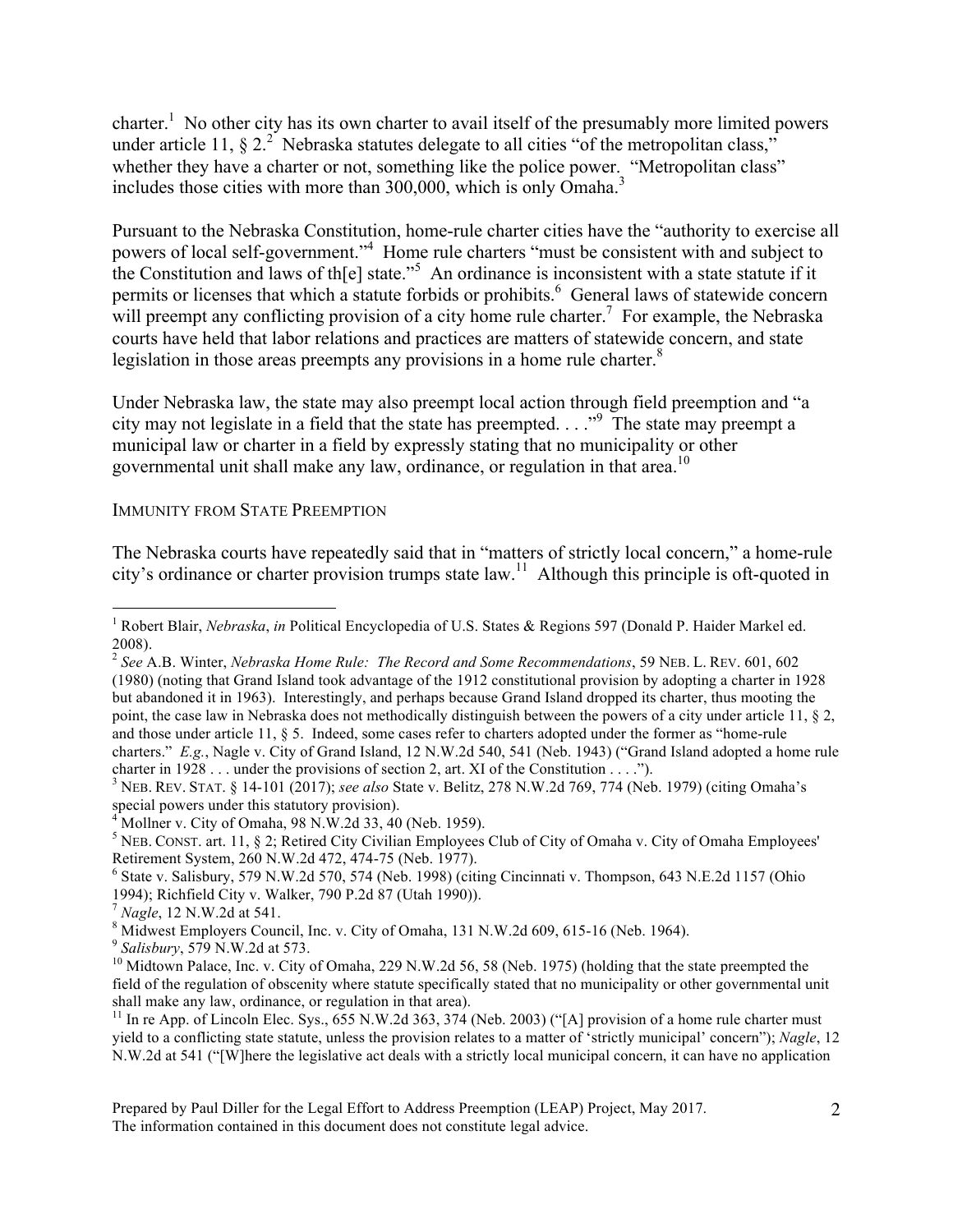charter.[1] No other city has its own charter to avail itself of the presumably more limited powers under article 11, § 2.[2] Nebraska statutes delegate to all cities "of the metropolitan class," whether they have a charter or not, something like the police power. "Metropolitan class" includes those cities with more than 300,000, which is only Omaha.[3]

Pursuant to the Nebraska Constitution, home-rule charter cities have the "authority to exercise all powers of local self-government."[4] Home rule charters "must be consistent with and subject to the Constitution and laws of th[e] state."[5] An ordinance is inconsistent with a state statute if it permits or licenses that which a statute forbids or prohibits.[6] General laws of statewide concern will preempt any conflicting provision of a city home rule charter.[7] For example, the Nebraska courts have held that labor relations and practices are matters of statewide concern, and state legislation in those areas preempts any provisions in a home rule charter.[8]

Under Nebraska law, the state may also preempt local action through field preemption and "a city may not legislate in a field that the state has preempted. . . ."[9] The state may preempt a municipal law or charter in a field by expressly stating that no municipality or other governmental unit shall make any law, ordinance, or regulation in that area.[10]

IMMUNITY FROM STATE PREEMPTION

The Nebraska courts have repeatedly said that in "matters of strictly local concern," a home-rule city's ordinance or charter provision trumps state law.[11] Although this principle is oft-quoted in

---

[1] Robert Blair, *Nebraska*, *in* Political Encyclopedia of U.S. States & Regions 597 (Donald P. Haider Markel ed. 2008).

[2] *See* A.B. Winter, *Nebraska Home Rule: The Record and Some Recommendations*, 59 NEB. L. REV. 601, 602 (1980) (noting that Grand Island took advantage of the 1912 constitutional provision by adopting a charter in 1928 but abandoned it in 1963). Interestingly, and perhaps because Grand Island dropped its charter, thus mooting the point, the case law in Nebraska does not methodically distinguish between the powers of a city under article 11, § 2, and those under article 11, § 5. Indeed, some cases refer to charters adopted under the former as "home-rule charters." *E.g.*, Nagle v. City of Grand Island, 12 N.W.2d 540, 541 (Neb. 1943) ("Grand Island adopted a home rule charter in 1928 . . . under the provisions of section 2, art. XI of the Constitution . . . .").

[3] NEB. REV. STAT. § 14-101 (2017); *see also* State v. Belitz, 278 N.W.2d 769, 774 (Neb. 1979) (citing Omaha's special powers under this statutory provision).

[4] Mollner v. City of Omaha, 98 N.W.2d 33, 40 (Neb. 1959).

[5] NEB. CONST. art. 11, § 2; Retired City Civilian Employees Club of City of Omaha v. City of Omaha Employees' Retirement System, 260 N.W.2d 472, 474-75 (Neb. 1977).

[6] State v. Salisbury, 579 N.W.2d 570, 574 (Neb. 1998) (citing Cincinnati v. Thompson, 643 N.E.2d 1157 (Ohio 1994); Richfield City v. Walker, 790 P.2d 87 (Utah 1990)).

[7] *Nagle*, 12 N.W.2d at 541.

[8] Midwest Employers Council, Inc. v. City of Omaha, 131 N.W.2d 609, 615-16 (Neb. 1964).

[9] *Salisbury*, 579 N.W.2d at 573.

[10] Midtown Palace, Inc. v. City of Omaha, 229 N.W.2d 56, 58 (Neb. 1975) (holding that the state preempted the field of the regulation of obscenity where statute specifically stated that no municipality or other governmental unit shall make any law, ordinance, or regulation in that area).

[11] In re App. of Lincoln Elec. Sys., 655 N.W.2d 363, 374 (Neb. 2003) ("[A] provision of a home rule charter must yield to a conflicting state statute, unless the provision relates to a matter of 'strictly municipal' concern"); *Nagle*, 12 N.W.2d at 541 ("[W]here the legislative act deals with a strictly local municipal concern, it can have no application

Prepared by Paul Diller for the Legal Effort to Address Preemption (LEAP) Project, May 2017. The information contained in this document does not constitute legal advice.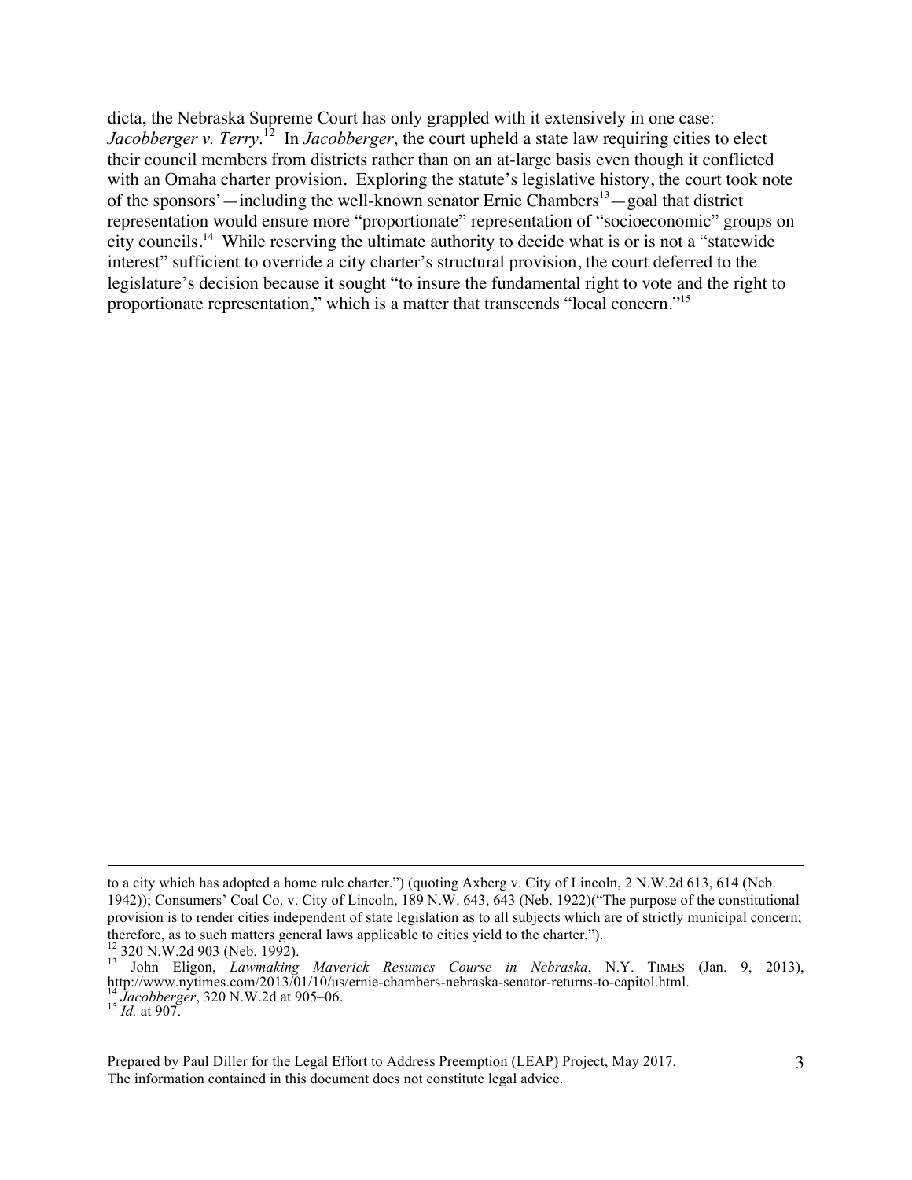dicta, the Nebraska Supreme Court has only grappled with it extensively in one case: *Jacobberger v. Terry*.[12] In *Jacobberger*, the court upheld a state law requiring cities to elect their council members from districts rather than on an at-large basis even though it conflicted with an Omaha charter provision. Exploring the statute's legislative history, the court took note of the sponsors'—including the well-known senator Ernie Chambers[13]—goal that district representation would ensure more "proportionate" representation of "socioeconomic" groups on city councils.[14] While reserving the ultimate authority to decide what is or is not a "statewide interest" sufficient to override a city charter's structural provision, the court deferred to the legislature's decision because it sought "to insure the fundamental right to vote and the right to proportionate representation," which is a matter that transcends "local concern."[15]

---

to a city which has adopted a home rule charter.") (quoting Axberg v. City of Lincoln, 2 N.W.2d 613, 614 (Neb. 1942)); Consumers' Coal Co. v. City of Lincoln, 189 N.W. 643, 643 (Neb. 1922)("The purpose of the constitutional provision is to render cities independent of state legislation as to all subjects which are of strictly municipal concern; therefore, as to such matters general laws applicable to cities yield to the charter.").

[12] 320 N.W.2d 903 (Neb. 1992).

[13] John Eligon, *Lawmaking Maverick Resumes Course in Nebraska*, N.Y. TIMES (Jan. 9, 2013), http://www.nytimes.com/2013/01/10/us/ernie-chambers-nebraska-senator-returns-to-capitol.html.

[14] *Jacobberger*, 320 N.W.2d at 905–06.

[15] *Id.* at 907.

Prepared by Paul Diller for the Legal Effort to Address Preemption (LEAP) Project, May 2017. The information contained in this document does not constitute legal advice.